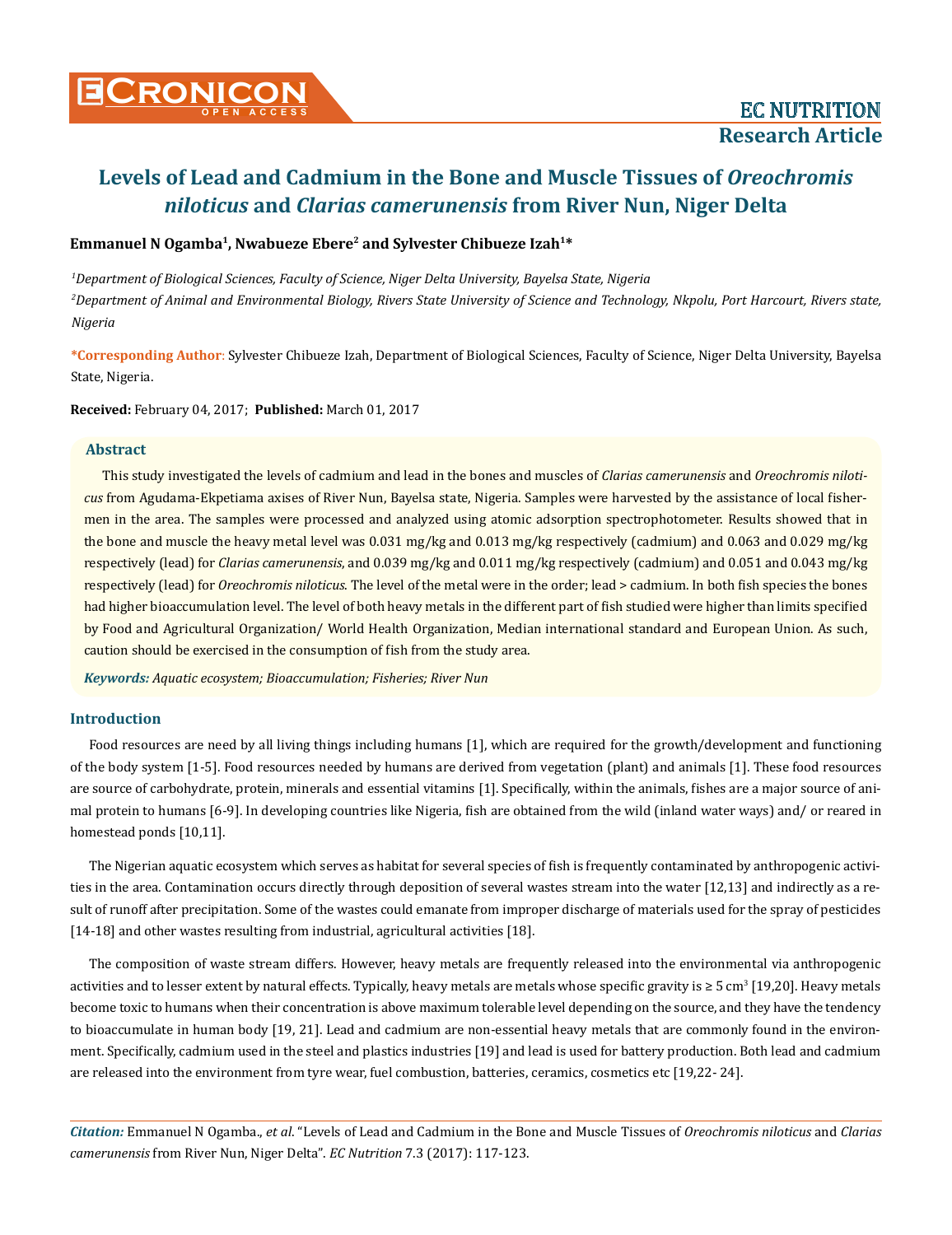# Levels of Lead and Cadmium in the Bone and Muscle Tissues of *Oreochromis niloticus* and *Clarias camerunensis* from River Nun, Niger Delta

**Emmanuel N Ogamba[1], Nwabueze Ebere[2] and Sylvester Chibueze Izah[1]***

*[1]Department of Biological Sciences, Faculty of Science, Niger Delta University, Bayelsa State, Nigeria*

*[2]Department of Animal and Environmental Biology, Rivers State University of Science and Technology, Nkpolu, Port Harcourt, Rivers state, Nigeria*

**\*Corresponding Author**: Sylvester Chibueze Izah, Department of Biological Sciences, Faculty of Science, Niger Delta University, Bayelsa State, Nigeria.

**Received:** February 04, 2017; **Published:** March 01, 2017

## Abstract

This study investigated the levels of cadmium and lead in the bones and muscles of *Clarias camerunensis* and *Oreochromis niloticus* from Agudama-Ekpetiama axises of River Nun, Bayelsa state, Nigeria. Samples were harvested by the assistance of local fishermen in the area. The samples were processed and analyzed using atomic adsorption spectrophotometer. Results showed that in the bone and muscle the heavy metal level was 0.031 mg/kg and 0.013 mg/kg respectively (cadmium) and 0.063 and 0.029 mg/kg respectively (lead) for *Clarias camerunensis*, and 0.039 mg/kg and 0.011 mg/kg respectively (cadmium) and 0.051 and 0.043 mg/kg respectively (lead) for *Oreochromis niloticus*. The level of the metal were in the order; lead > cadmium. In both fish species the bones had higher bioaccumulation level. The level of both heavy metals in the different part of fish studied were higher than limits specified by Food and Agricultural Organization/ World Health Organization, Median international standard and European Union. As such, caution should be exercised in the consumption of fish from the study area.

***Keywords:*** *Aquatic ecosystem; Bioaccumulation; Fisheries; River Nun*

## Introduction

Food resources are need by all living things including humans [1], which are required for the growth/development and functioning of the body system [1-5]. Food resources needed by humans are derived from vegetation (plant) and animals [1]. These food resources are source of carbohydrate, protein, minerals and essential vitamins [1]. Specifically, within the animals, fishes are a major source of animal protein to humans [6-9]. In developing countries like Nigeria, fish are obtained from the wild (inland water ways) and/ or reared in homestead ponds [10,11].

The Nigerian aquatic ecosystem which serves as habitat for several species of fish is frequently contaminated by anthropogenic activities in the area. Contamination occurs directly through deposition of several wastes stream into the water [12,13] and indirectly as a result of runoff after precipitation. Some of the wastes could emanate from improper discharge of materials used for the spray of pesticides [14-18] and other wastes resulting from industrial, agricultural activities [18].

The composition of waste stream differs. However, heavy metals are frequently released into the environmental via anthropogenic activities and to lesser extent by natural effects. Typically, heavy metals are metals whose specific gravity is ≥ 5 $cm^3$ [19,20]. Heavy metals become toxic to humans when their concentration is above maximum tolerable level depending on the source, and they have the tendency to bioaccumulate in human body [19, 21]. Lead and cadmium are non-essential heavy metals that are commonly found in the environment. Specifically, cadmium used in the steel and plastics industries [19] and lead is used for battery production. Both lead and cadmium are released into the environment from tyre wear, fuel combustion, batteries, ceramics, cosmetics etc [19,22- 24].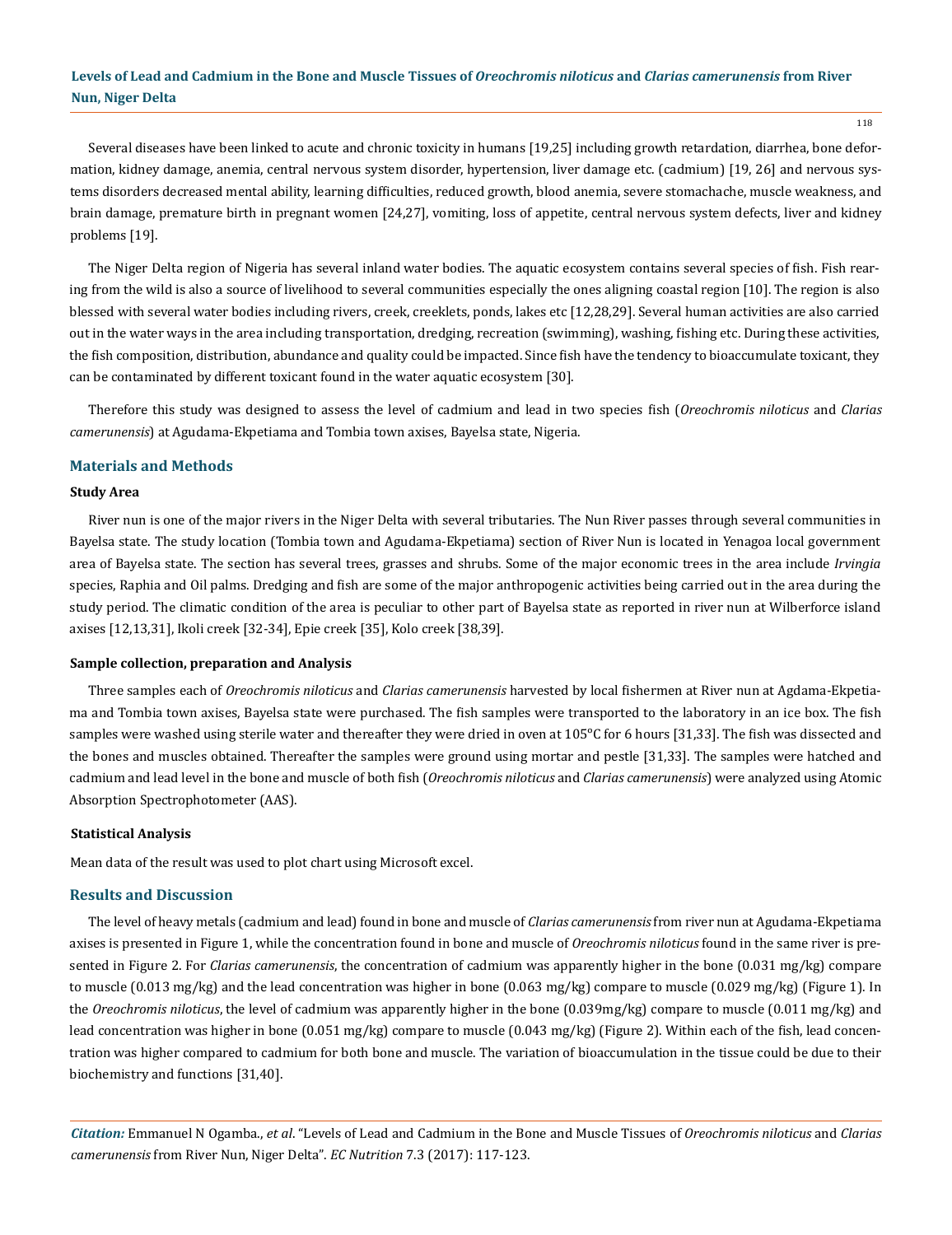Several diseases have been linked to acute and chronic toxicity in humans [19,25] including growth retardation, diarrhea, bone deformation, kidney damage, anemia, central nervous system disorder, hypertension, liver damage etc. (cadmium) [19, 26] and nervous systems disorders decreased mental ability, learning difficulties, reduced growth, blood anemia, severe stomachache, muscle weakness, and brain damage, premature birth in pregnant women [24,27], vomiting, loss of appetite, central nervous system defects, liver and kidney problems [19].

The Niger Delta region of Nigeria has several inland water bodies. The aquatic ecosystem contains several species of fish. Fish rearing from the wild is also a source of livelihood to several communities especially the ones aligning coastal region [10]. The region is also blessed with several water bodies including rivers, creek, creeklets, ponds, lakes etc [12,28,29]. Several human activities are also carried out in the water ways in the area including transportation, dredging, recreation (swimming), washing, fishing etc. During these activities, the fish composition, distribution, abundance and quality could be impacted. Since fish have the tendency to bioaccumulate toxicant, they can be contaminated by different toxicant found in the water aquatic ecosystem [30].

Therefore this study was designed to assess the level of cadmium and lead in two species fish (*Oreochromis niloticus* and *Clarias camerunensis*) at Agudama-Ekpetiama and Tombia town axises, Bayelsa state, Nigeria.

## Materials and Methods

### Study Area

River nun is one of the major rivers in the Niger Delta with several tributaries. The Nun River passes through several communities in Bayelsa state. The study location (Tombia town and Agudama-Ekpetiama) section of River Nun is located in Yenagoa local government area of Bayelsa state. The section has several trees, grasses and shrubs. Some of the major economic trees in the area include *Irvingia* species, Raphia and Oil palms. Dredging and fish are some of the major anthropogenic activities being carried out in the area during the study period. The climatic condition of the area is peculiar to other part of Bayelsa state as reported in river nun at Wilberforce island axises [12,13,31], Ikoli creek [32-34], Epie creek [35], Kolo creek [38,39].

### Sample collection, preparation and Analysis

Three samples each of *Oreochromis niloticus* and *Clarias camerunensis* harvested by local fishermen at River nun at Agdama-Ekpetiama and Tombia town axises, Bayelsa state were purchased. The fish samples were transported to the laboratory in an ice box. The fish samples were washed using sterile water and thereafter they were dried in oven at 105°C for 6 hours [31,33]. The fish was dissected and the bones and muscles obtained. Thereafter the samples were ground using mortar and pestle [31,33]. The samples were hatched and cadmium and lead level in the bone and muscle of both fish (*Oreochromis niloticus* and *Clarias camerunensis*) were analyzed using Atomic Absorption Spectrophotometer (AAS).

### Statistical Analysis

Mean data of the result was used to plot chart using Microsoft excel.

## Results and Discussion

The level of heavy metals (cadmium and lead) found in bone and muscle of *Clarias camerunensis* from river nun at Agudama-Ekpetiama axises is presented in Figure 1, while the concentration found in bone and muscle of *Oreochromis niloticus* found in the same river is presented in Figure 2. For *Clarias camerunensis*, the concentration of cadmium was apparently higher in the bone (0.031 mg/kg) compare to muscle (0.013 mg/kg) and the lead concentration was higher in bone (0.063 mg/kg) compare to muscle (0.029 mg/kg) (Figure 1). In the *Oreochromis niloticus*, the level of cadmium was apparently higher in the bone (0.039mg/kg) compare to muscle (0.011 mg/kg) and lead concentration was higher in bone (0.051 mg/kg) compare to muscle (0.043 mg/kg) (Figure 2). Within each of the fish, lead concentration was higher compared to cadmium for both bone and muscle. The variation of bioaccumulation in the tissue could be due to their biochemistry and functions [31,40].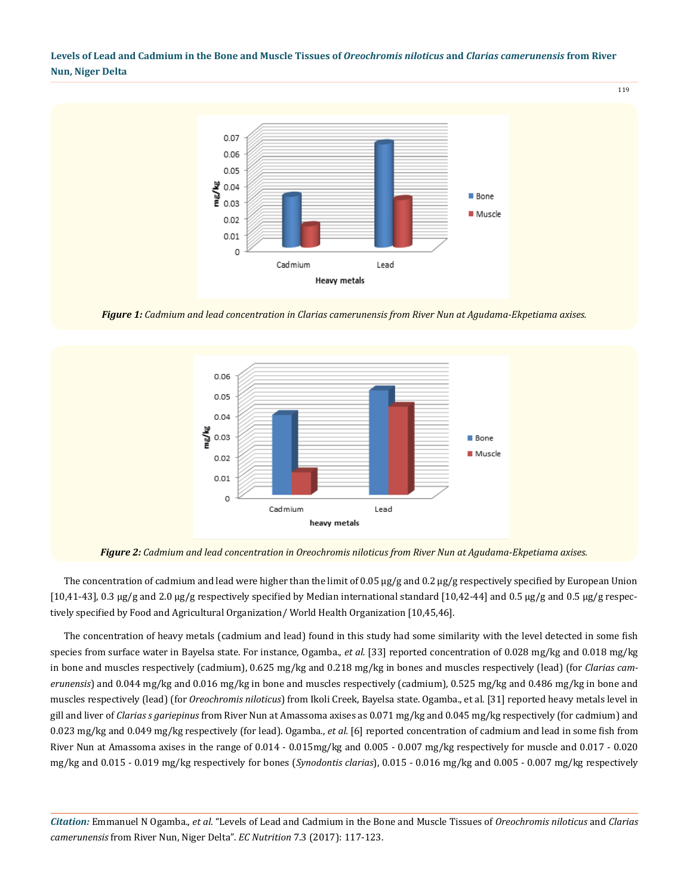*Figure 1: Cadmium and lead concentration in Clarias camerunensis from River Nun at Agudama-Ekpetiama axises.*

*Figure 2: Cadmium and lead concentration in Oreochromis niloticus from River Nun at Agudama-Ekpetiama axises.*

The concentration of cadmium and lead were higher than the limit of 0.05 μg/g and 0.2 μg/g respectively specified by European Union [10,41-43], 0.3 μg/g and 2.0 μg/g respectively specified by Median international standard [10,42-44] and 0.5 μg/g and 0.5 μg/g respectively specified by Food and Agricultural Organization/ World Health Organization [10,45,46].

The concentration of heavy metals (cadmium and lead) found in this study had some similarity with the level detected in some fish species from surface water in Bayelsa state. For instance, Ogamba., *et al.* [33] reported concentration of 0.028 mg/kg and 0.018 mg/kg in bone and muscles respectively (cadmium), 0.625 mg/kg and 0.218 mg/kg in bones and muscles respectively (lead) (for *Clarias camerunensis*) and 0.044 mg/kg and 0.016 mg/kg in bone and muscles respectively (cadmium), 0.525 mg/kg and 0.486 mg/kg in bone and muscles respectively (lead) (for *Oreochromis niloticus*) from Ikoli Creek, Bayelsa state. Ogamba., et al. [31] reported heavy metals level in gill and liver of *Clarias s gariepinus* from River Nun at Amassoma axises as 0.071 mg/kg and 0.045 mg/kg respectively (for cadmium) and 0.023 mg/kg and 0.049 mg/kg respectively (for lead). Ogamba., *et al.* [6] reported concentration of cadmium and lead in some fish from River Nun at Amassoma axises in the range of 0.014 - 0.015mg/kg and 0.005 - 0.007 mg/kg respectively for muscle and 0.017 - 0.020 mg/kg and 0.015 - 0.019 mg/kg respectively for bones (*Synodontis clarias*), 0.015 - 0.016 mg/kg and 0.005 - 0.007 mg/kg respectively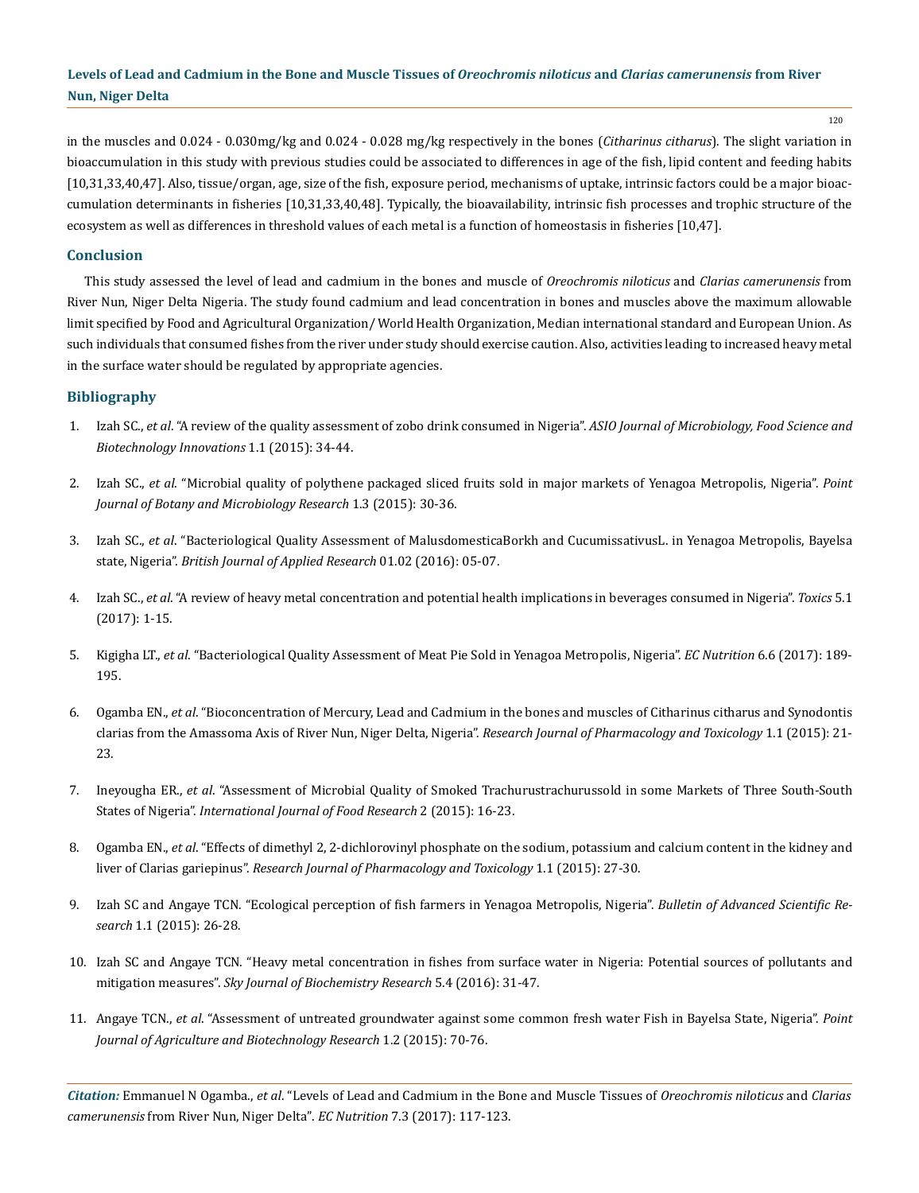in the muscles and 0.024 - 0.030mg/kg and 0.024 - 0.028 mg/kg respectively in the bones (*Citharinus citharus*). The slight variation in bioaccumulation in this study with previous studies could be associated to differences in age of the fish, lipid content and feeding habits [10,31,33,40,47]. Also, tissue/organ, age, size of the fish, exposure period, mechanisms of uptake, intrinsic factors could be a major bioaccumulation determinants in fisheries [10,31,33,40,48]. Typically, the bioavailability, intrinsic fish processes and trophic structure of the ecosystem as well as differences in threshold values of each metal is a function of homeostasis in fisheries [10,47].

## Conclusion

This study assessed the level of lead and cadmium in the bones and muscle of *Oreochromis niloticus* and *Clarias camerunensis* from River Nun, Niger Delta Nigeria. The study found cadmium and lead concentration in bones and muscles above the maximum allowable limit specified by Food and Agricultural Organization/ World Health Organization, Median international standard and European Union. As such individuals that consumed fishes from the river under study should exercise caution. Also, activities leading to increased heavy metal in the surface water should be regulated by appropriate agencies.

## Bibliography

1. Izah SC., *et al*. "A review of the quality assessment of zobo drink consumed in Nigeria". *ASIO Journal of Microbiology, Food Science and Biotechnology Innovations* 1.1 (2015): 34-44.
2. Izah SC., *et al*. "Microbial quality of polythene packaged sliced fruits sold in major markets of Yenagoa Metropolis, Nigeria". *Point Journal of Botany and Microbiology Research* 1.3 (2015): 30-36.
3. Izah SC., *et al*. "Bacteriological Quality Assessment of MalusdomesticaBorkh and CucumissativusL. in Yenagoa Metropolis, Bayelsa state, Nigeria". *British Journal of Applied Research* 01.02 (2016): 05-07.
4. Izah SC., *et al*. "A review of heavy metal concentration and potential health implications in beverages consumed in Nigeria". *Toxics* 5.1 (2017): 1-15.
5. Kigigha LT., *et al*. "Bacteriological Quality Assessment of Meat Pie Sold in Yenagoa Metropolis, Nigeria". *EC Nutrition* 6.6 (2017): 189-195.
6. Ogamba EN., *et al*. "Bioconcentration of Mercury, Lead and Cadmium in the bones and muscles of Citharinus citharus and Synodontis clarias from the Amassoma Axis of River Nun, Niger Delta, Nigeria". *Research Journal of Pharmacology and Toxicology* 1.1 (2015): 21-23.
7. Ineyougha ER., *et al*. "Assessment of Microbial Quality of Smoked Trachurustrachurussold in some Markets of Three South-South States of Nigeria". *International Journal of Food Research* 2 (2015): 16-23.
8. Ogamba EN., *et al*. "Effects of dimethyl 2, 2-dichlorovinyl phosphate on the sodium, potassium and calcium content in the kidney and liver of Clarias gariepinus". *Research Journal of Pharmacology and Toxicology* 1.1 (2015): 27-30.
9. Izah SC and Angaye TCN. "Ecological perception of fish farmers in Yenagoa Metropolis, Nigeria". *Bulletin of Advanced Scientific Research* 1.1 (2015): 26-28.
10. Izah SC and Angaye TCN. "Heavy metal concentration in fishes from surface water in Nigeria: Potential sources of pollutants and mitigation measures". *Sky Journal of Biochemistry Research* 5.4 (2016): 31-47.
11. Angaye TCN., *et al*. "Assessment of untreated groundwater against some common fresh water Fish in Bayelsa State, Nigeria". *Point Journal of Agriculture and Biotechnology Research* 1.2 (2015): 70-76.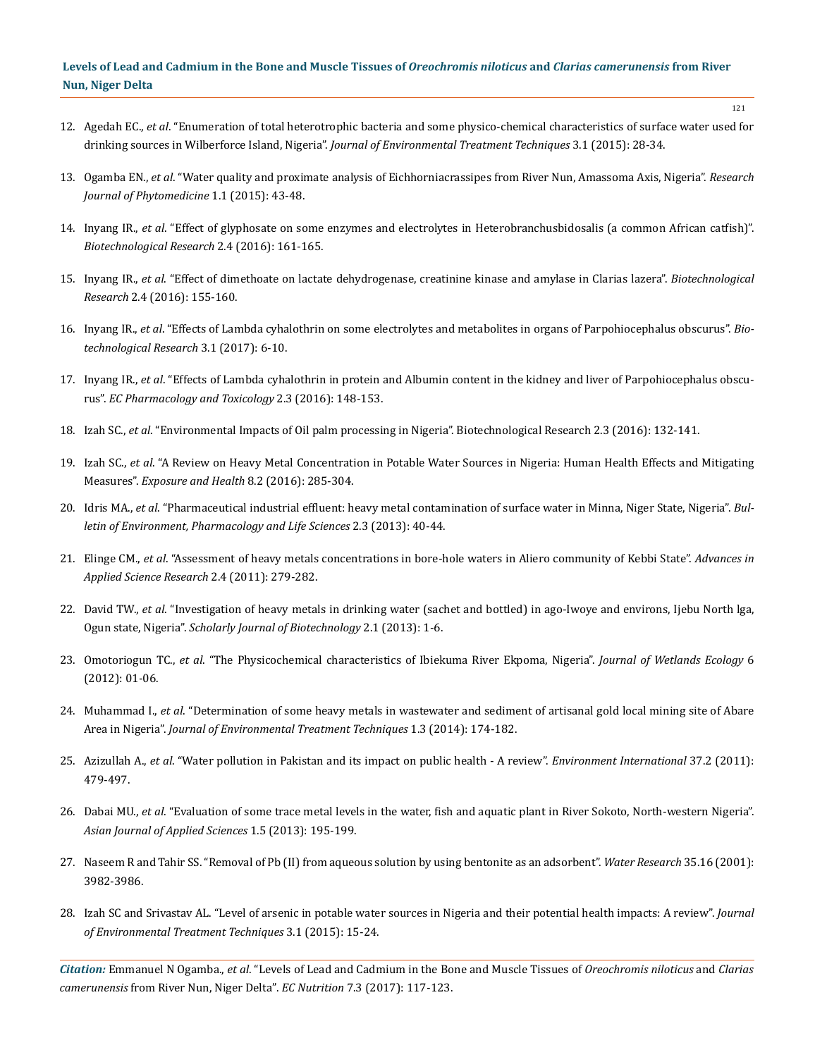12. Agedah EC., *et al*. "Enumeration of total heterotrophic bacteria and some physico-chemical characteristics of surface water used for drinking sources in Wilberforce Island, Nigeria". *Journal of Environmental Treatment Techniques* 3.1 (2015): 28-34.

13. Ogamba EN., *et al*. "Water quality and proximate analysis of Eichhorniacrassipes from River Nun, Amassoma Axis, Nigeria". *Research Journal of Phytomedicine* 1.1 (2015): 43-48.

14. Inyang IR., *et al*. "Effect of glyphosate on some enzymes and electrolytes in Heterobranchusbidosalis (a common African catfish)". *Biotechnological Research* 2.4 (2016): 161-165.

15. Inyang IR., *et al*. "Effect of dimethoate on lactate dehydrogenase, creatinine kinase and amylase in Clarias lazera". *Biotechnological Research* 2.4 (2016): 155-160.

16. Inyang IR., *et al*. "Effects of Lambda cyhalothrin on some electrolytes and metabolites in organs of Parpohiocephalus obscurus". *Biotechnological Research* 3.1 (2017): 6-10.

17. Inyang IR., *et al*. "Effects of Lambda cyhalothrin in protein and Albumin content in the kidney and liver of Parpohiocephalus obscurus". *EC Pharmacology and Toxicology* 2.3 (2016): 148-153.

18. Izah SC., *et al*. "Environmental Impacts of Oil palm processing in Nigeria". Biotechnological Research 2.3 (2016): 132-141.

19. Izah SC., *et al*. "A Review on Heavy Metal Concentration in Potable Water Sources in Nigeria: Human Health Effects and Mitigating Measures". *Exposure and Health* 8.2 (2016): 285-304.

20. Idris MA., *et al*. "Pharmaceutical industrial effluent: heavy metal contamination of surface water in Minna, Niger State, Nigeria". *Bulletin of Environment, Pharmacology and Life Sciences* 2.3 (2013): 40-44.

21. Elinge CM., *et al*. "Assessment of heavy metals concentrations in bore-hole waters in Aliero community of Kebbi State". *Advances in Applied Science Research* 2.4 (2011): 279-282.

22. David TW., *et al*. "Investigation of heavy metals in drinking water (sachet and bottled) in ago-Iwoye and environs, Ijebu North lga, Ogun state, Nigeria". *Scholarly Journal of Biotechnology* 2.1 (2013): 1-6.

23. Omotoriogun TC., *et al*. "The Physicochemical characteristics of Ibiekuma River Ekpoma, Nigeria". *Journal of Wetlands Ecology* 6 (2012): 01-06.

24. Muhammad I., *et al*. "Determination of some heavy metals in wastewater and sediment of artisanal gold local mining site of Abare Area in Nigeria". *Journal of Environmental Treatment Techniques* 1.3 (2014): 174-182.

25. Azizullah A., *et al*. "Water pollution in Pakistan and its impact on public health - A review". *Environment International* 37.2 (2011): 479-497.

26. Dabai MU., *et al*. "Evaluation of some trace metal levels in the water, fish and aquatic plant in River Sokoto, North-western Nigeria". *Asian Journal of Applied Sciences* 1.5 (2013): 195-199.

27. Naseem R and Tahir SS. "Removal of Pb (II) from aqueous solution by using bentonite as an adsorbent". *Water Research* 35.16 (2001): 3982-3986.

28. Izah SC and Srivastav AL. "Level of arsenic in potable water sources in Nigeria and their potential health impacts: A review". *Journal of Environmental Treatment Techniques* 3.1 (2015): 15-24.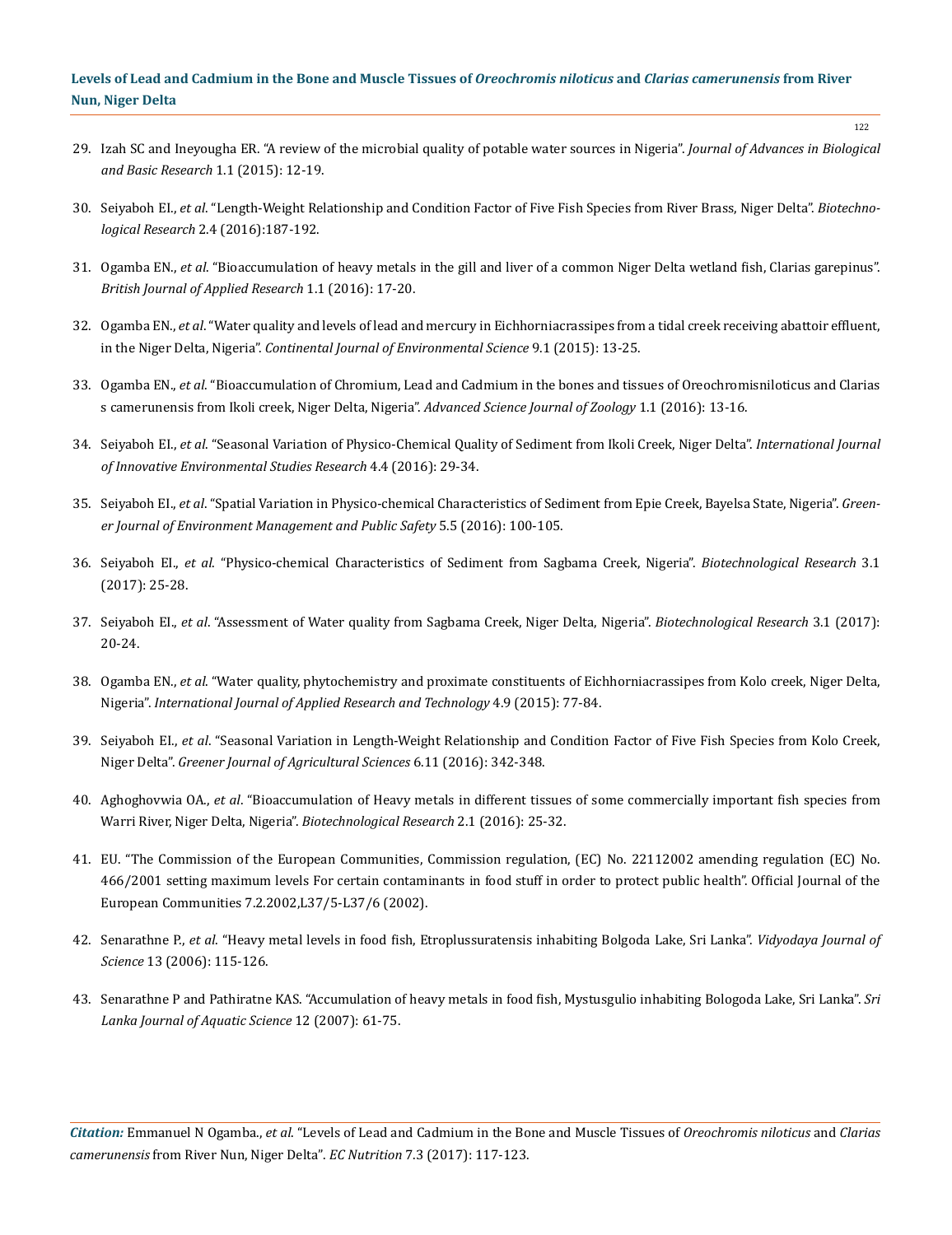29. Izah SC and Ineyougha ER. "A review of the microbial quality of potable water sources in Nigeria". *Journal of Advances in Biological and Basic Research* 1.1 (2015): 12-19.

30. Seiyaboh EI., *et al*. "Length-Weight Relationship and Condition Factor of Five Fish Species from River Brass, Niger Delta". *Biotechnological Research* 2.4 (2016):187-192.

31. Ogamba EN., *et al*. "Bioaccumulation of heavy metals in the gill and liver of a common Niger Delta wetland fish, Clarias garepinus". *British Journal of Applied Research* 1.1 (2016): 17-20.

32. Ogamba EN., *et al*. "Water quality and levels of lead and mercury in Eichhorniacrassipes from a tidal creek receiving abattoir effluent, in the Niger Delta, Nigeria". *Continental Journal of Environmental Science* 9.1 (2015): 13-25.

33. Ogamba EN., *et al*. "Bioaccumulation of Chromium, Lead and Cadmium in the bones and tissues of Oreochromisniloticus and Clarias s camerunensis from Ikoli creek, Niger Delta, Nigeria". *Advanced Science Journal of Zoology* 1.1 (2016): 13-16.

34. Seiyaboh EI., *et al*. "Seasonal Variation of Physico-Chemical Quality of Sediment from Ikoli Creek, Niger Delta". *International Journal of Innovative Environmental Studies Research* 4.4 (2016): 29-34.

35. Seiyaboh EI., *et al*. "Spatial Variation in Physico-chemical Characteristics of Sediment from Epie Creek, Bayelsa State, Nigeria". *Greener Journal of Environment Management and Public Safety* 5.5 (2016): 100-105.

36. Seiyaboh EI., *et al*. "Physico-chemical Characteristics of Sediment from Sagbama Creek, Nigeria". *Biotechnological Research* 3.1 (2017): 25-28.

37. Seiyaboh EI., *et al*. "Assessment of Water quality from Sagbama Creek, Niger Delta, Nigeria". *Biotechnological Research* 3.1 (2017): 20-24.

38. Ogamba EN., *et al*. "Water quality, phytochemistry and proximate constituents of Eichhorniacrassipes from Kolo creek, Niger Delta, Nigeria". *International Journal of Applied Research and Technology* 4.9 (2015): 77-84.

39. Seiyaboh EI., *et al*. "Seasonal Variation in Length-Weight Relationship and Condition Factor of Five Fish Species from Kolo Creek, Niger Delta". *Greener Journal of Agricultural Sciences* 6.11 (2016): 342-348.

40. Aghoghovwia OA., *et al*. "Bioaccumulation of Heavy metals in different tissues of some commercially important fish species from Warri River, Niger Delta, Nigeria". *Biotechnological Research* 2.1 (2016): 25-32.

41. EU. "The Commission of the European Communities, Commission regulation, (EC) No. 22112002 amending regulation (EC) No. 466/2001 setting maximum levels For certain contaminants in food stuff in order to protect public health". Official Journal of the European Communities 7.2.2002,L37/5-L37/6 (2002).

42. Senarathne P., *et al*. "Heavy metal levels in food fish, Etroplussuratensis inhabiting Bolgoda Lake, Sri Lanka". *Vidyodaya Journal of Science* 13 (2006): 115-126.

43. Senarathne P and Pathiratne KAS. "Accumulation of heavy metals in food fish, Mystusgulio inhabiting Bologoda Lake, Sri Lanka". *Sri Lanka Journal of Aquatic Science* 12 (2007): 61-75.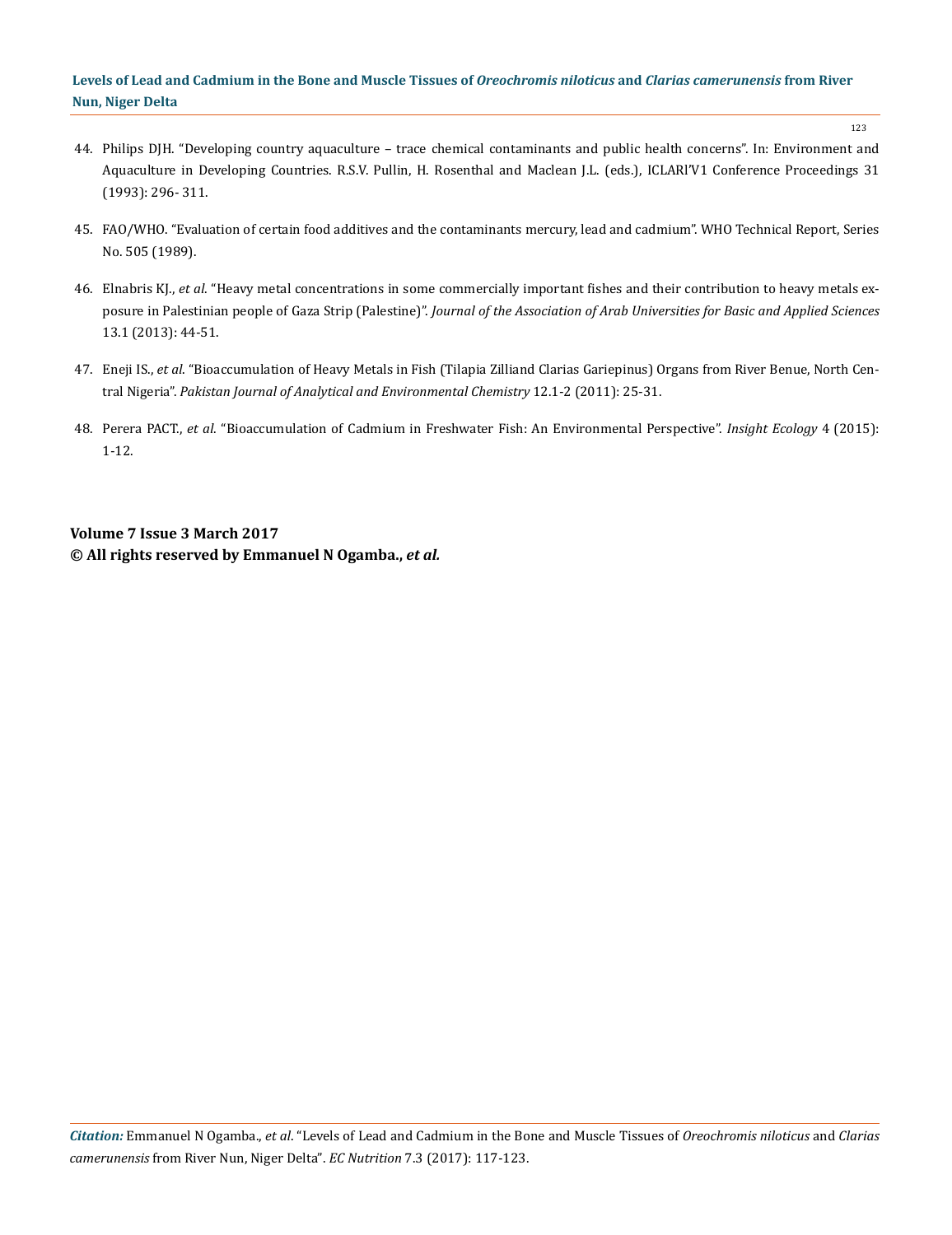44. Philips DJH. "Developing country aquaculture – trace chemical contaminants and public health concerns". In: Environment and Aquaculture in Developing Countries. R.S.V. Pullin, H. Rosenthal and Maclean J.L. (eds.), ICLARl'V1 Conference Proceedings 31 (1993): 296- 311.

45. FAO/WHO. "Evaluation of certain food additives and the contaminants mercury, lead and cadmium". WHO Technical Report, Series No. 505 (1989).

46. Elnabris KJ., *et al*. "Heavy metal concentrations in some commercially important fishes and their contribution to heavy metals exposure in Palestinian people of Gaza Strip (Palestine)". *Journal of the Association of Arab Universities for Basic and Applied Sciences* 13.1 (2013): 44-51.

47. Eneji IS., *et al*. "Bioaccumulation of Heavy Metals in Fish (Tilapia Zilliand Clarias Gariepinus) Organs from River Benue, North Central Nigeria". *Pakistan Journal of Analytical and Environmental Chemistry* 12.1-2 (2011): 25-31.

48. Perera PACT., *et al*. "Bioaccumulation of Cadmium in Freshwater Fish: An Environmental Perspective". *Insight Ecology* 4 (2015): 1-12.

**Volume 7 Issue 3 March 2017**
**© All rights reserved by Emmanuel N Ogamba., *et al.***